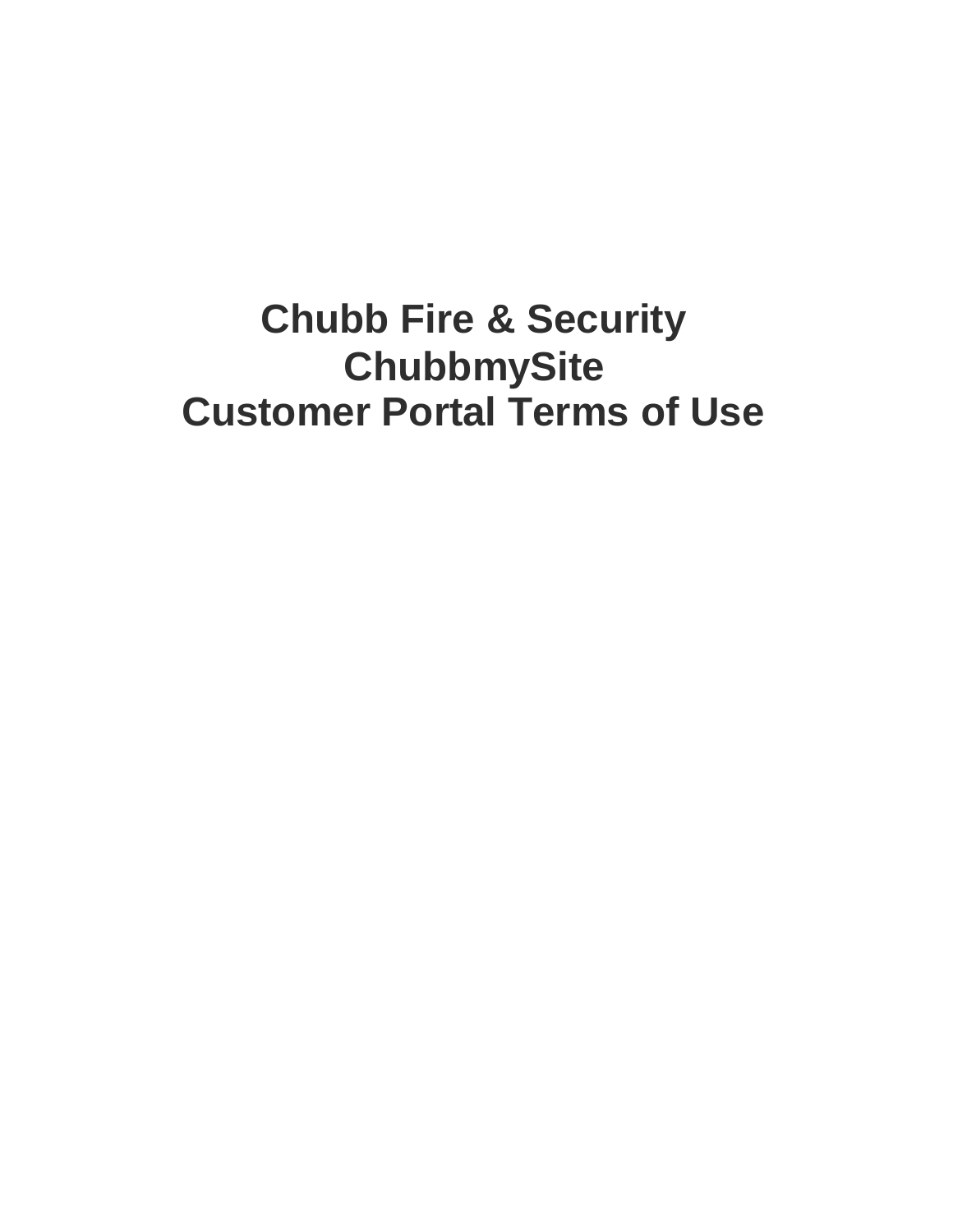# Chubb Fire & Security
# ChubbmySite
# Customer Portal Terms of Use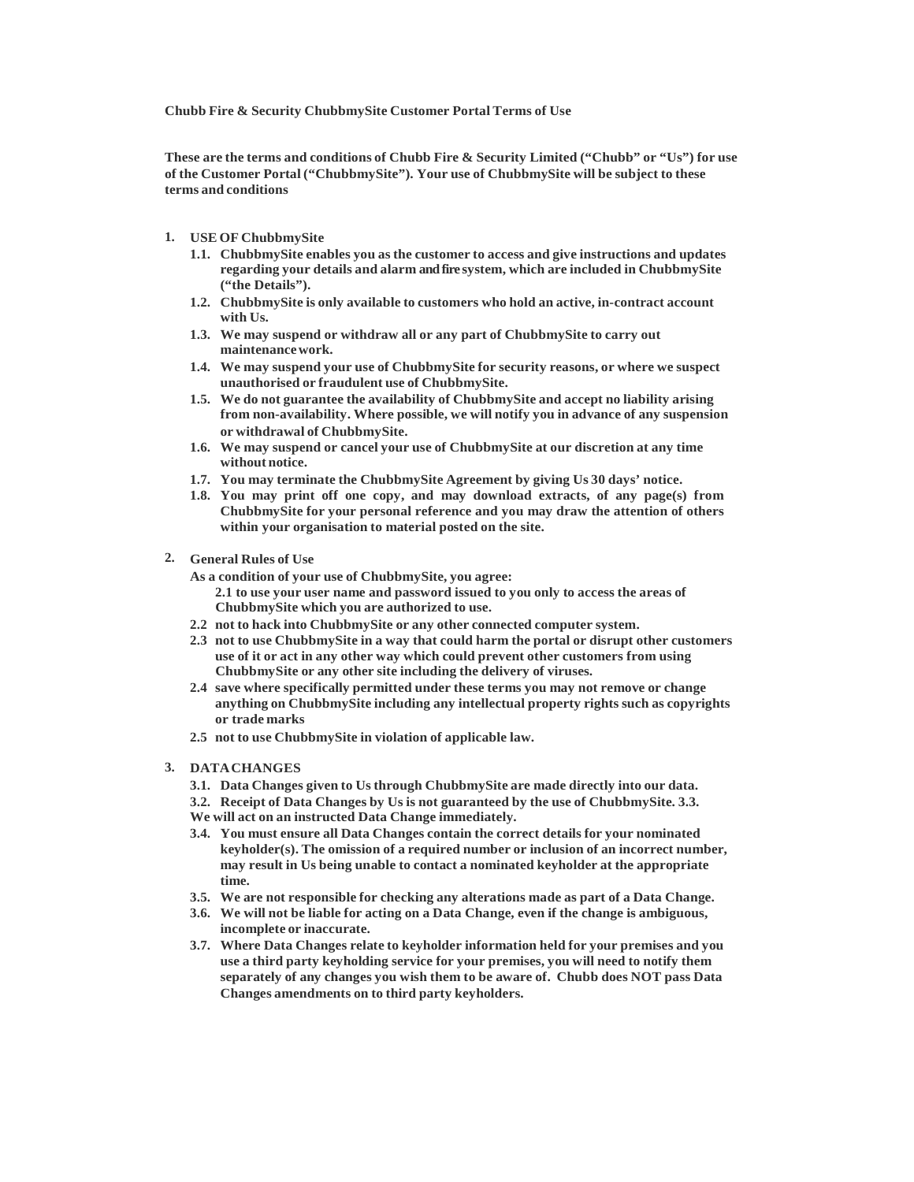**Chubb Fire & Security ChubbmySite Customer Portal Terms of Use**

**These are the terms and conditions of Chubb Fire & Security Limited ("Chubb" or "Us") for use of the Customer Portal ("ChubbmySite"). Your use of ChubbmySite will be subject to these terms and conditions**

1. **USE OF ChubbmySite**
   - **1.1. ChubbmySite enables you as the customer to access and give instructions and updates regarding your details and alarm and fire system, which are included in ChubbmySite ("the Details").**
   - **1.2. ChubbmySite is only available to customers who hold an active, in-contract account with Us.**
   - **1.3. We may suspend or withdraw all or any part of ChubbmySite to carry out maintenance work.**
   - **1.4. We may suspend your use of ChubbmySite for security reasons, or where we suspect unauthorised or fraudulent use of ChubbmySite.**
   - **1.5. We do not guarantee the availability of ChubbmySite and accept no liability arising from non-availability. Where possible, we will notify you in advance of any suspension or withdrawal of ChubbmySite.**
   - **1.6. We may suspend or cancel your use of ChubbmySite at our discretion at any time without notice.**
   - **1.7. You may terminate the ChubbmySite Agreement by giving Us 30 days' notice.**
   - **1.8. You may print off one copy, and may download extracts, of any page(s) from ChubbmySite for your personal reference and you may draw the attention of others within your organisation to material posted on the site.**

2. **General Rules of Use**

   **As a condition of your use of ChubbmySite, you agree:**

   - **2.1 to use your user name and password issued to you only to access the areas of ChubbmySite which you are authorized to use.**
   - **2.2 not to hack into ChubbmySite or any other connected computer system.**
   - **2.3 not to use ChubbmySite in a way that could harm the portal or disrupt other customers use of it or act in any other way which could prevent other customers from using ChubbmySite or any other site including the delivery of viruses.**
   - **2.4 save where specifically permitted under these terms you may not remove or change anything on ChubbmySite including any intellectual property rights such as copyrights or trade marks**
   - **2.5 not to use ChubbmySite in violation of applicable law.**

3. **DATA CHANGES**
   - **3.1. Data Changes given to Us through ChubbmySite are made directly into our data.**
   - **3.2. Receipt of Data Changes by Us is not guaranteed by the use of ChubbmySite. 3.3. We will act on an instructed Data Change immediately.**
   - **3.4. You must ensure all Data Changes contain the correct details for your nominated keyholder(s). The omission of a required number or inclusion of an incorrect number, may result in Us being unable to contact a nominated keyholder at the appropriate time.**
   - **3.5. We are not responsible for checking any alterations made as part of a Data Change.**
   - **3.6. We will not be liable for acting on a Data Change, even if the change is ambiguous, incomplete or inaccurate.**
   - **3.7. Where Data Changes relate to keyholder information held for your premises and you use a third party keyholding service for your premises, you will need to notify them separately of any changes you wish them to be aware of. Chubb does NOT pass Data Changes amendments on to third party keyholders.**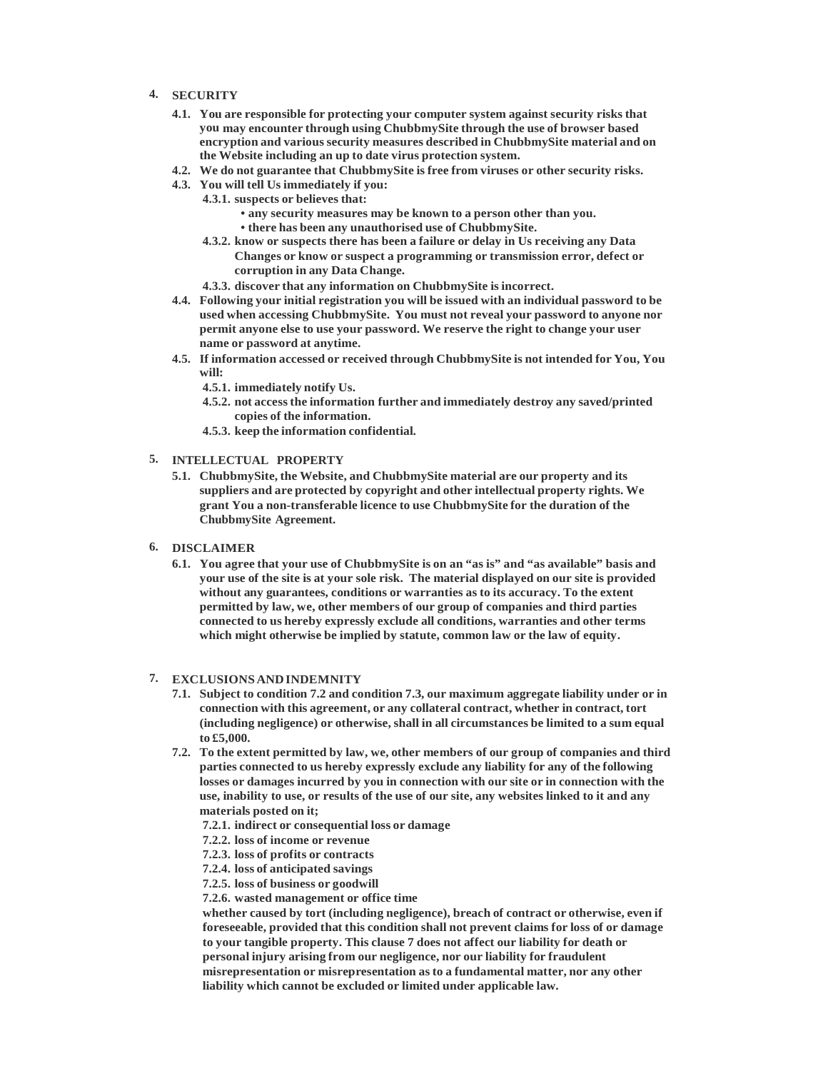## 4. SECURITY

**4.1.** You are responsible for protecting your computer system against security risks that you may encounter through using ChubbmySite through the use of browser based encryption and various security measures described in ChubbmySite material and on the Website including an up to date virus protection system.

**4.2.** We do not guarantee that ChubbmySite is free from viruses or other security risks.

**4.3.** You will tell Us immediately if you:

**4.3.1.** suspects or believes that:

- any security measures may be known to a person other than you.
- there has been any unauthorised use of ChubbmySite.

**4.3.2.** know or suspects there has been a failure or delay in Us receiving any Data Changes or know or suspect a programming or transmission error, defect or corruption in any Data Change.

**4.3.3.** discover that any information on ChubbmySite is incorrect.

**4.4.** Following your initial registration you will be issued with an individual password to be used when accessing ChubbmySite. You must not reveal your password to anyone nor permit anyone else to use your password. We reserve the right to change your user name or password at anytime.

**4.5.** If information accessed or received through ChubbmySite is not intended for You, You will:

**4.5.1.** immediately notify Us.

**4.5.2.** not access the information further and immediately destroy any saved/printed copies of the information.

**4.5.3.** keep the information confidential.

## 5. INTELLECTUAL PROPERTY

**5.1.** ChubbmySite, the Website, and ChubbmySite material are our property and its suppliers and are protected by copyright and other intellectual property rights. We grant You a non-transferable licence to use ChubbmySite for the duration of the ChubbmySite Agreement.

## 6. DISCLAIMER

**6.1.** You agree that your use of ChubbmySite is on an "as is" and "as available" basis and your use of the site is at your sole risk. The material displayed on our site is provided without any guarantees, conditions or warranties as to its accuracy. To the extent permitted by law, we, other members of our group of companies and third parties connected to us hereby expressly exclude all conditions, warranties and other terms which might otherwise be implied by statute, common law or the law of equity.

## 7. EXCLUSIONS AND INDEMNITY

**7.1.** Subject to condition 7.2 and condition 7.3, our maximum aggregate liability under or in connection with this agreement, or any collateral contract, whether in contract, tort (including negligence) or otherwise, shall in all circumstances be limited to a sum equal to £5,000.

**7.2.** To the extent permitted by law, we, other members of our group of companies and third parties connected to us hereby expressly exclude any liability for any of the following losses or damages incurred by you in connection with our site or in connection with the use, inability to use, or results of the use of our site, any websites linked to it and any materials posted on it;

**7.2.1.** indirect or consequential loss or damage

**7.2.2.** loss of income or revenue

**7.2.3.** loss of profits or contracts

**7.2.4.** loss of anticipated savings

**7.2.5.** loss of business or goodwill

**7.2.6.** wasted management or office time

whether caused by tort (including negligence), breach of contract or otherwise, even if foreseeable, provided that this condition shall not prevent claims for loss of or damage to your tangible property. This clause 7 does not affect our liability for death or personal injury arising from our negligence, nor our liability for fraudulent misrepresentation or misrepresentation as to a fundamental matter, nor any other liability which cannot be excluded or limited under applicable law.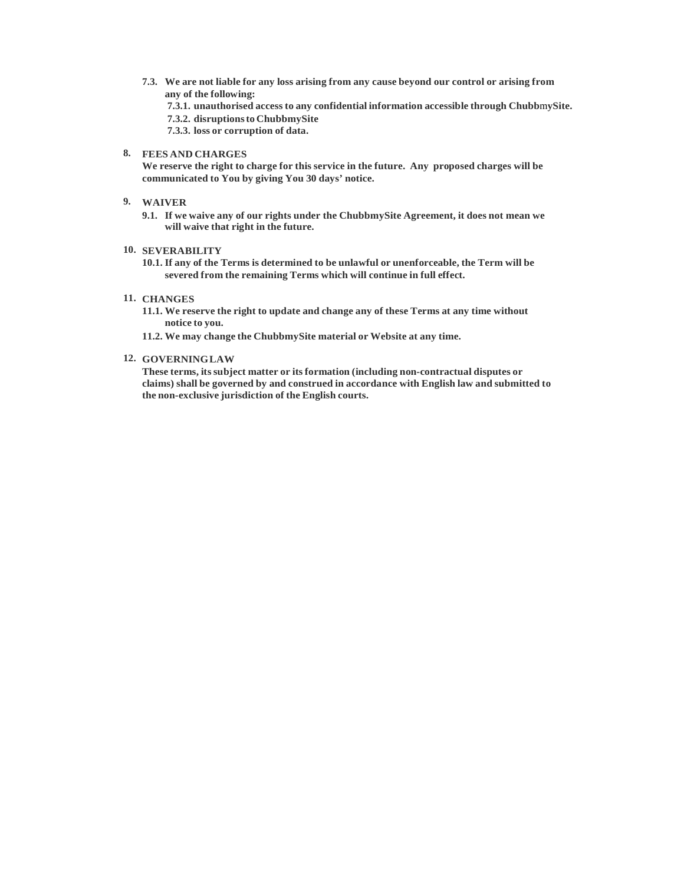**7.3. We are not liable for any loss arising from any cause beyond our control or arising from any of the following:**

**7.3.1. unauthorised access to any confidential information accessible through ChubbmySite.**

**7.3.2. disruptions to ChubbmySite**

**7.3.3. loss or corruption of data.**

## 8. FEES AND CHARGES

**We reserve the right to charge for this service in the future. Any proposed charges will be communicated to You by giving You 30 days' notice.**

## 9. WAIVER

**9.1. If we waive any of our rights under the ChubbmySite Agreement, it does not mean we will waive that right in the future.**

## 10. SEVERABILITY

**10.1. If any of the Terms is determined to be unlawful or unenforceable, the Term will be severed from the remaining Terms which will continue in full effect.**

## 11. CHANGES

**11.1. We reserve the right to update and change any of these Terms at any time without notice to you.**

**11.2. We may change the ChubbmySite material or Website at any time.**

## 12. GOVERNING LAW

**These terms, its subject matter or its formation (including non-contractual disputes or claims) shall be governed by and construed in accordance with English law and submitted to the non-exclusive jurisdiction of the English courts.**